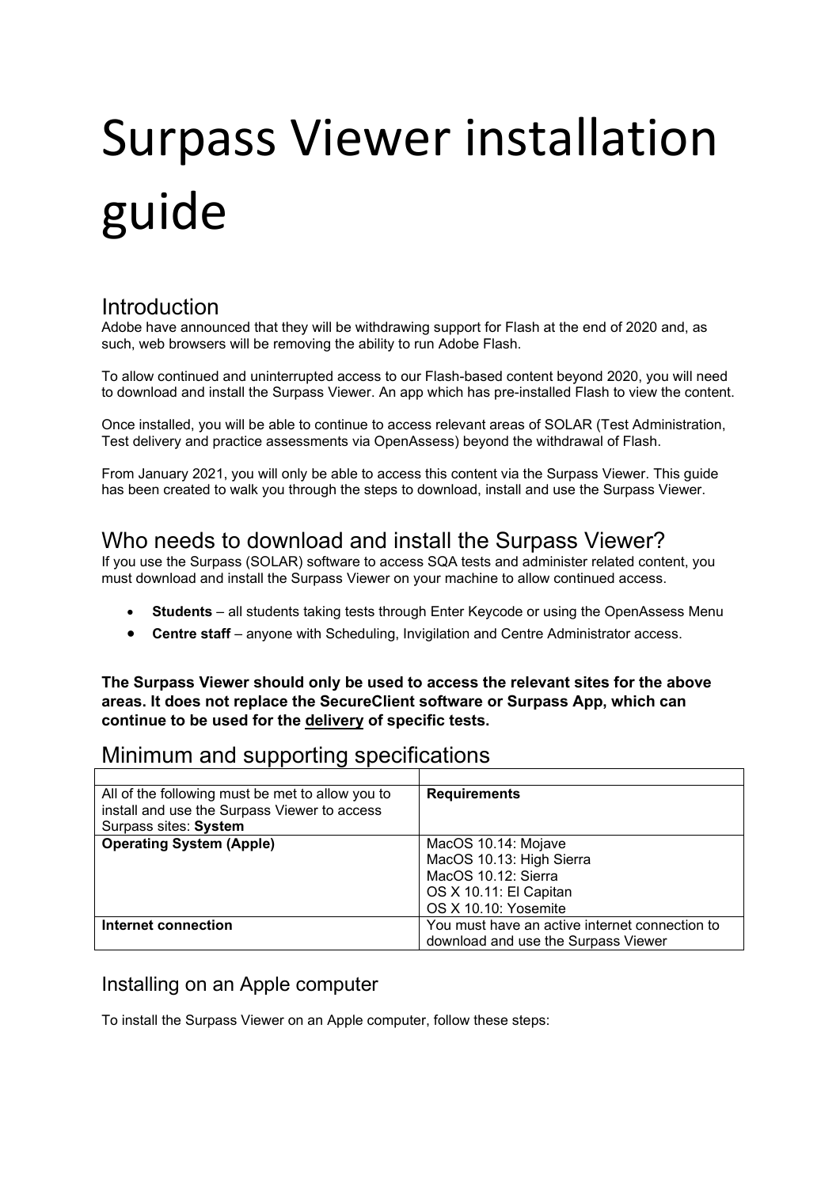# Surpass Viewer installation guide

## Introduction

Adobe have announced that they will be withdrawing support for Flash at the end of 2020 and, as such, web browsers will be removing the ability to run Adobe Flash.

To allow continued and uninterrupted access to our Flash-based content beyond 2020, you will need to download and install the Surpass Viewer. An app which has pre-installed Flash to view the content.

Once installed, you will be able to continue to access relevant areas of SOLAR (Test Administration, Test delivery and practice assessments via OpenAssess) beyond the withdrawal of Flash.

From January 2021, you will only be able to access this content via the Surpass Viewer. This guide has been created to walk you through the steps to download, install and use the Surpass Viewer.

## Who needs to download and install the Surpass Viewer?

If you use the Surpass (SOLAR) software to access SQA tests and administer related content, you must download and install the Surpass Viewer on your machine to allow continued access.

- **Students** – all students taking tests through Enter Keycode or using the OpenAssess Menu
- **Centre staff** – anyone with Scheduling, Invigilation and Centre Administrator access.

**The Surpass Viewer should only be used to access the relevant sites for the above areas. It does not replace the SecureClient software or Surpass App, which can continue to be used for the delivery of specific tests.**

## Minimum and supporting specifications

| | |
|---|---|
| All of the following must be met to allow you to install and use the Surpass Viewer to access Surpass sites: **System** | **Requirements** |
| **Operating System (Apple)** | MacOS 10.14: Mojave<br>MacOS 10.13: High Sierra<br>MacOS 10.12: Sierra<br>OS X 10.11: El Capitan<br>OS X 10.10: Yosemite |
| **Internet connection** | You must have an active internet connection to download and use the Surpass Viewer |

### Installing on an Apple computer

To install the Surpass Viewer on an Apple computer, follow these steps: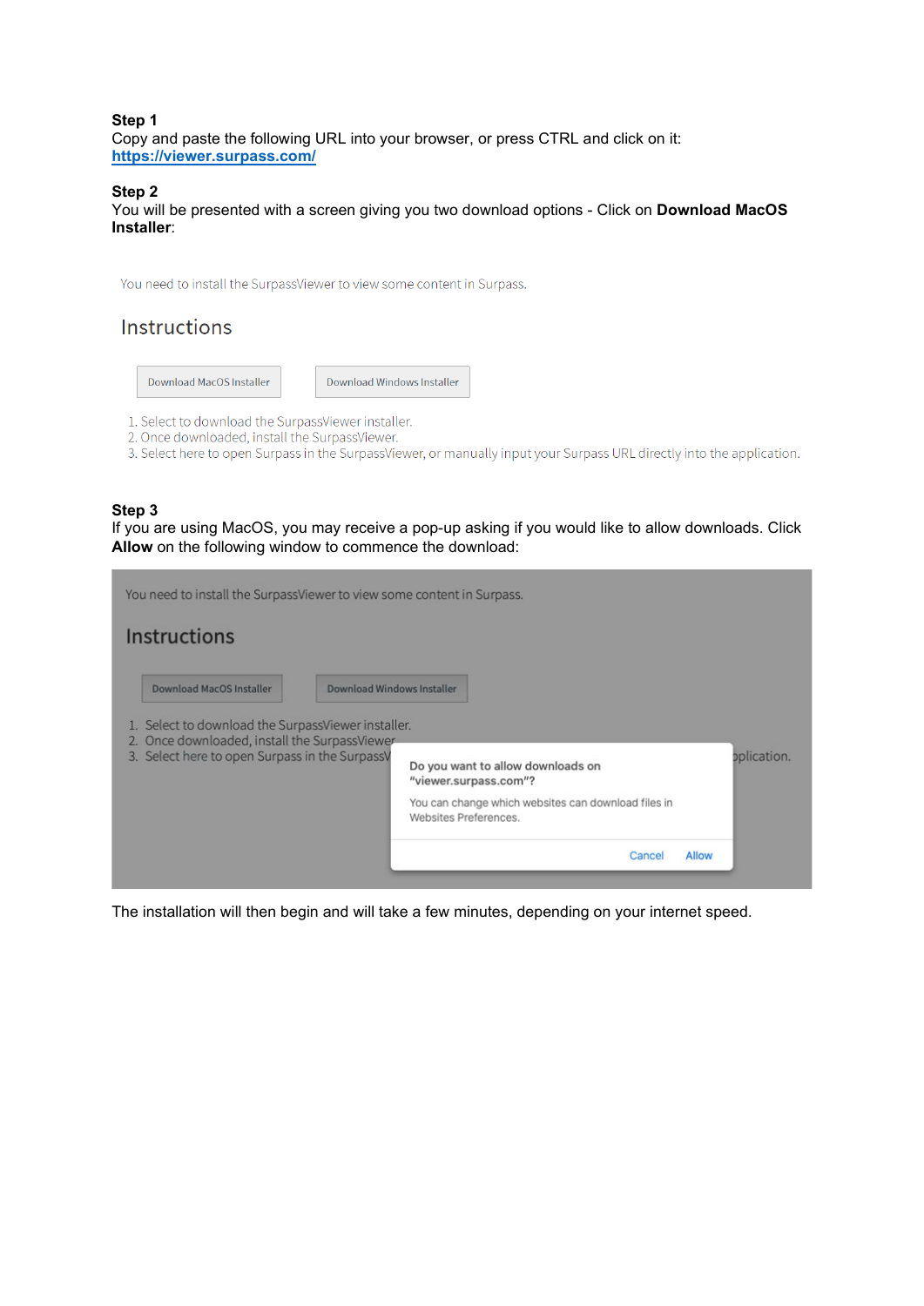**Step 1**
Copy and paste the following URL into your browser, or press CTRL and click on it:
https://viewer.surpass.com/

**Step 2**
You will be presented with a screen giving you two download options - Click on **Download MacOS Installer**:

You need to install the SurpassViewer to view some content in Surpass.

Instructions

Download MacOS Installer | Download Windows Installer

1. Select to download the SurpassViewer installer.
2. Once downloaded, install the SurpassViewer.
3. Select here to open Surpass in the SurpassViewer, or manually input your Surpass URL directly into the application.

**Step 3**
If you are using MacOS, you may receive a pop-up asking if you would like to allow downloads. Click **Allow** on the following window to commence the download:

You need to install the SurpassViewer to view some content in Surpass.

Instructions

Download MacOS Installer | Download Windows Installer

1. Select to download the SurpassViewer installer.
2. Once downloaded, install the SurpassViewer.
3. Select here to open Surpass in the SurpassV... ...pplication.

Do you want to allow downloads on "viewer.surpass.com"?

You can change which websites can download files in Websites Preferences.

Cancel | Allow

The installation will then begin and will take a few minutes, depending on your internet speed.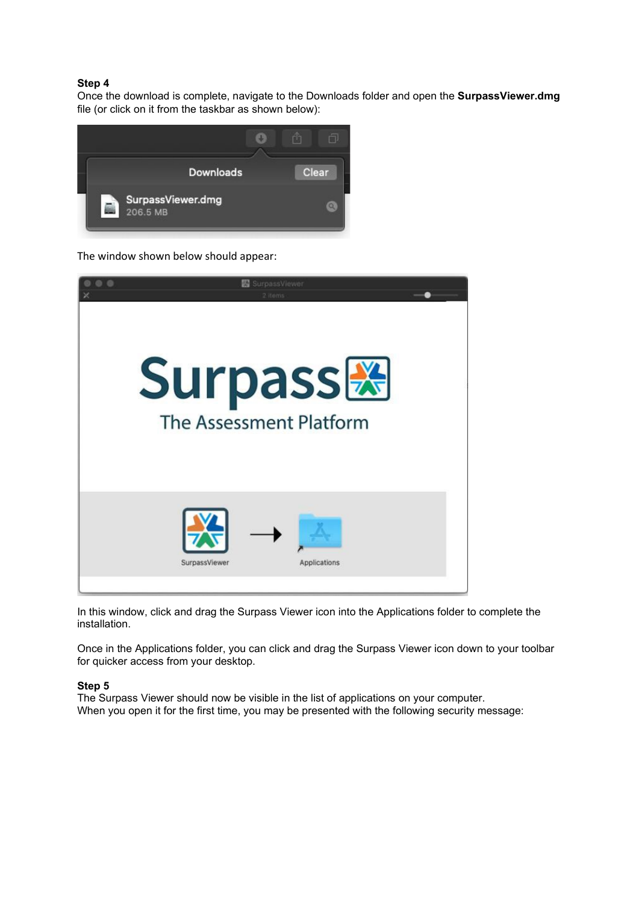**Step 4**
Once the download is complete, navigate to the Downloads folder and open the **SurpassViewer.dmg** file (or click on it from the taskbar as shown below):

The window shown below should appear:

In this window, click and drag the Surpass Viewer icon into the Applications folder to complete the installation.

Once in the Applications folder, you can click and drag the Surpass Viewer icon down to your toolbar for quicker access from your desktop.

**Step 5**
The Surpass Viewer should now be visible in the list of applications on your computer.
When you open it for the first time, you may be presented with the following security message: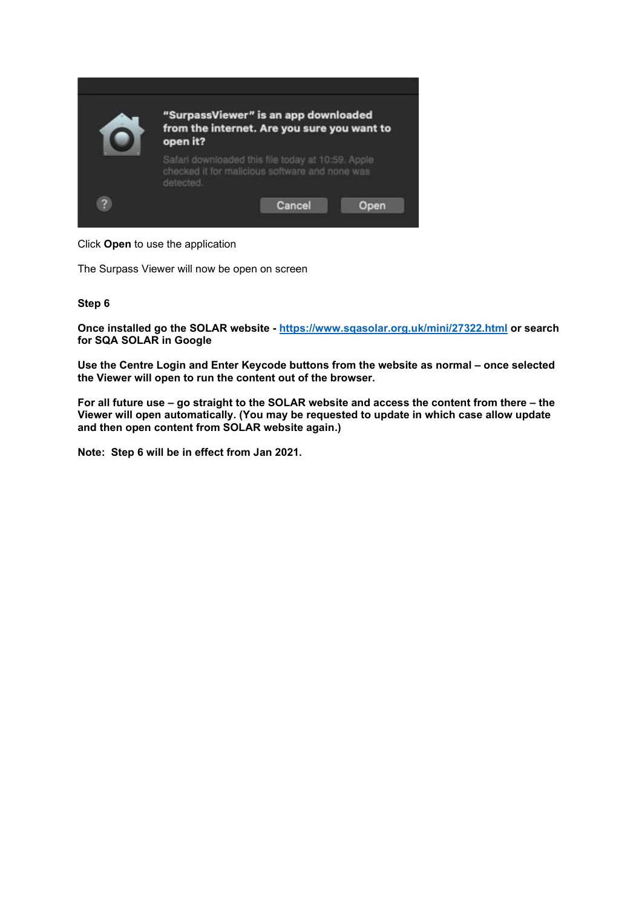Click **Open** to use the application

The Surpass Viewer will now be open on screen

**Step 6**

**Once installed go the SOLAR website - [https://www.sqasolar.org.uk/mini/27322.html](https://www.sqasolar.org.uk/mini/27322.html) or search for SQA SOLAR in Google**

**Use the Centre Login and Enter Keycode buttons from the website as normal – once selected the Viewer will open to run the content out of the browser.**

**For all future use – go straight to the SOLAR website and access the content from there – the Viewer will open automatically. (You may be requested to update in which case allow update and then open content from SOLAR website again.)**

**Note: Step 6 will be in effect from Jan 2021.**